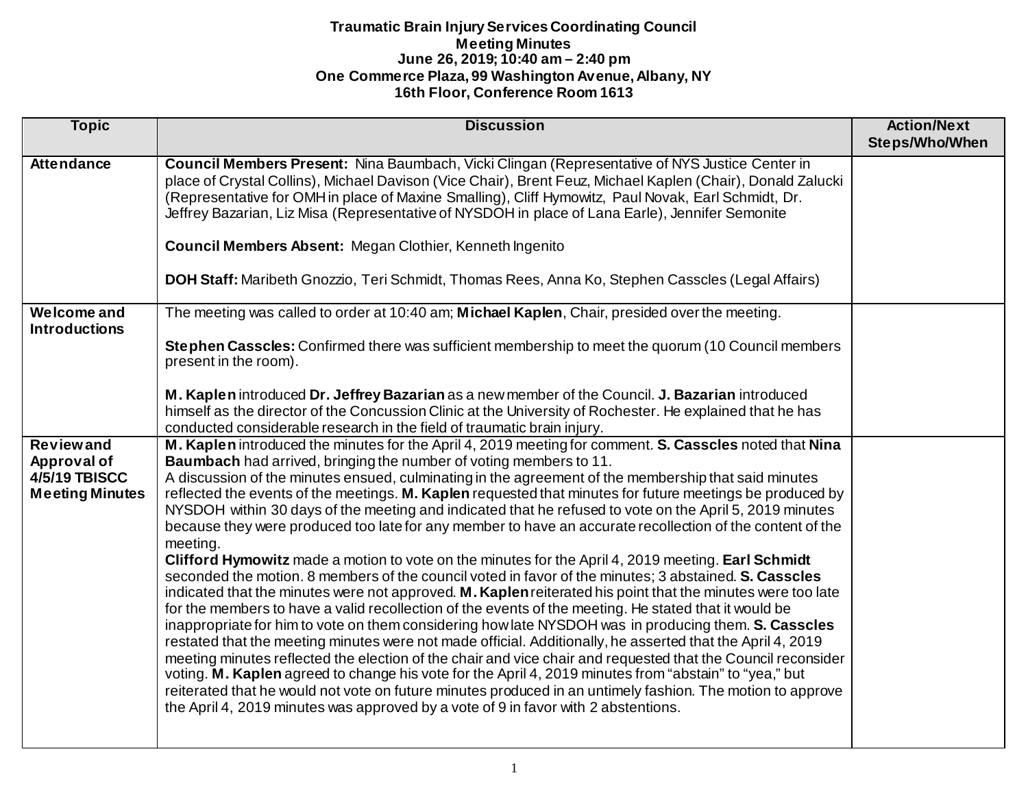**Traumatic Brain Injury Services Coordinating Council**
**Meeting Minutes**
**June 26, 2019; 10:40 am – 2:40 pm**
**One Commerce Plaza, 99 Washington Avenue, Albany, NY**
**16th Floor, Conference Room 1613**

| Topic | Discussion | Action/Next Steps/Who/When |
|---|---|---|
| **Attendance** | **Council Members Present:** Nina Baumbach, Vicki Clingan (Representative of NYS Justice Center in place of Crystal Collins), Michael Davison (Vice Chair), Brent Feuz, Michael Kaplen (Chair), Donald Zalucki (Representative for OMH in place of Maxine Smalling), Cliff Hymowitz, Paul Novak, Earl Schmidt, Dr. Jeffrey Bazarian, Liz Misa (Representative of NYSDOH in place of Lana Earle), Jennifer Semonite<br><br>**Council Members Absent:** Megan Clothier, Kenneth Ingenito<br><br>**DOH Staff:** Maribeth Gnozzio, Teri Schmidt, Thomas Rees, Anna Ko, Stephen Casscles (Legal Affairs) | |
| **Welcome and Introductions** | The meeting was called to order at 10:40 am; **Michael Kaplen**, Chair, presided over the meeting.<br><br>**Stephen Casscles:** Confirmed there was sufficient membership to meet the quorum (10 Council members present in the room).<br><br>**M. Kaplen** introduced **Dr. Jeffrey Bazarian** as a new member of the Council. **J. Bazarian** introduced himself as the director of the Concussion Clinic at the University of Rochester. He explained that he has conducted considerable research in the field of traumatic brain injury. | |
| **Review and Approval of 4/5/19 TBISCC Meeting Minutes** | **M. Kaplen** introduced the minutes for the April 4, 2019 meeting for comment. **S. Casscles** noted that **Nina Baumbach** had arrived, bringing the number of voting members to 11.<br>A discussion of the minutes ensued, culminating in the agreement of the membership that said minutes reflected the events of the meetings. **M. Kaplen** requested that minutes for future meetings be produced by NYSDOH within 30 days of the meeting and indicated that he refused to vote on the April 5, 2019 minutes because they were produced too late for any member to have an accurate recollection of the content of the meeting.<br>**Clifford Hymowitz** made a motion to vote on the minutes for the April 4, 2019 meeting. **Earl Schmidt** seconded the motion. 8 members of the council voted in favor of the minutes; 3 abstained. **S. Casscles** indicated that the minutes were not approved. **M. Kaplen** reiterated his point that the minutes were too late for the members to have a valid recollection of the events of the meeting. He stated that it would be inappropriate for him to vote on them considering how late NYSDOH was in producing them. **S. Casscles** restated that the meeting minutes were not made official. Additionally, he asserted that the April 4, 2019 meeting minutes reflected the election of the chair and vice chair and requested that the Council reconsider voting. **M. Kaplen** agreed to change his vote for the April 4, 2019 minutes from "abstain" to "yea," but reiterated that he would not vote on future minutes produced in an untimely fashion. The motion to approve the April 4, 2019 minutes was approved by a vote of 9 in favor with 2 abstentions. | |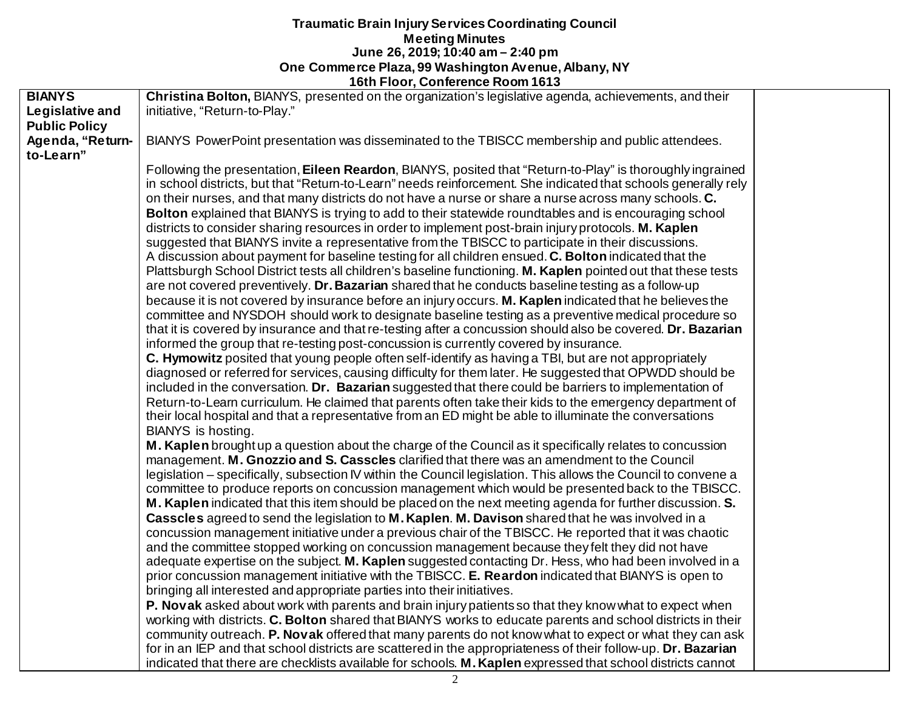**Traumatic Brain Injury Services Coordinating Council**
**Meeting Minutes**
**June 26, 2019; 10:40 am – 2:40 pm**
**One Commerce Plaza, 99 Washington Avenue, Albany, NY**
**16th Floor, Conference Room 1613**

| | | |
|---|---|---|
| **BIANYS Legislative and Public Policy Agenda, "Return-to-Learn"** | **Christina Bolton,** BIANYS, presented on the organization's legislative agenda, achievements, and their initiative, "Return-to-Play."<br><br>BIANYS PowerPoint presentation was disseminated to the TBISCC membership and public attendees.<br><br>Following the presentation, **Eileen Reardon**, BIANYS, posited that "Return-to-Play" is thoroughly ingrained in school districts, but that "Return-to-Learn" needs reinforcement. She indicated that schools generally rely on their nurses, and that many districts do not have a nurse or share a nurse across many schools. **C. Bolton** explained that BIANYS is trying to add to their statewide roundtables and is encouraging school districts to consider sharing resources in order to implement post-brain injury protocols. **M. Kaplen** suggested that BIANYS invite a representative from the TBISCC to participate in their discussions. A discussion about payment for baseline testing for all children ensued. **C. Bolton** indicated that the Plattsburgh School District tests all children's baseline functioning. **M. Kaplen** pointed out that these tests are not covered preventively. **Dr. Bazarian** shared that he conducts baseline testing as a follow-up because it is not covered by insurance before an injury occurs. **M. Kaplen** indicated that he believes the committee and NYSDOH should work to designate baseline testing as a preventive medical procedure so that it is covered by insurance and that re-testing after a concussion should also be covered. **Dr. Bazarian** informed the group that re-testing post-concussion is currently covered by insurance.<br>**C. Hymowitz** posited that young people often self-identify as having a TBI, but are not appropriately diagnosed or referred for services, causing difficulty for them later. He suggested that OPWDD should be included in the conversation. **Dr. Bazarian** suggested that there could be barriers to implementation of Return-to-Learn curriculum. He claimed that parents often take their kids to the emergency department of their local hospital and that a representative from an ED might be able to illuminate the conversations BIANYS is hosting.<br>**M. Kaplen** brought up a question about the charge of the Council as it specifically relates to concussion management. **M. Gnozzio and S. Casscles** clarified that there was an amendment to the Council legislation – specifically, subsection IV within the Council legislation. This allows the Council to convene a committee to produce reports on concussion management which would be presented back to the TBISCC. **M. Kaplen** indicated that this item should be placed on the next meeting agenda for further discussion. **S. Casscles** agreed to send the legislation to **M. Kaplen**. **M. Davison** shared that he was involved in a concussion management initiative under a previous chair of the TBISCC. He reported that it was chaotic and the committee stopped working on concussion management because they felt they did not have adequate expertise on the subject. **M. Kaplen** suggested contacting Dr. Hess, who had been involved in a prior concussion management initiative with the TBISCC. **E. Reardon** indicated that BIANYS is open to bringing all interested and appropriate parties into their initiatives.<br>**P. Novak** asked about work with parents and brain injury patients so that they know what to expect when working with districts. **C. Bolton** shared that BIANYS works to educate parents and school districts in their community outreach. **P. Novak** offered that many parents do not know what to expect or what they can ask for in an IEP and that school districts are scattered in the appropriateness of their follow-up. **Dr. Bazarian** indicated that there are checklists available for schools. **M. Kaplen** expressed that school districts cannot | |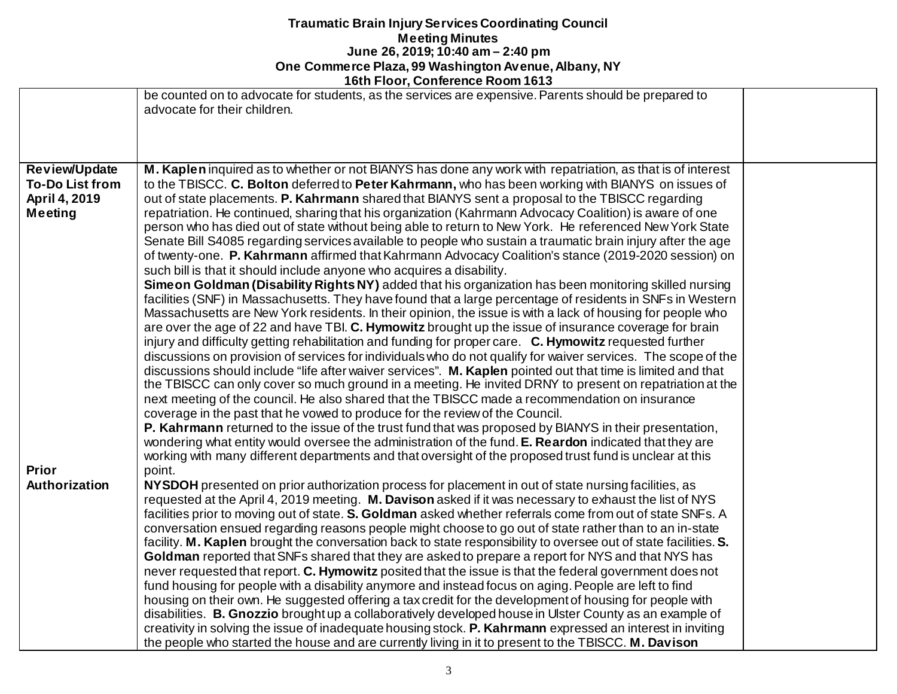| | | |
|---|---|---|
| | be counted on to advocate for students, as the services are expensive. Parents should be prepared to advocate for their children. | |
| **Review/Update To-Do List from April 4, 2019 Meeting**<br><br><br><br><br><br><br><br><br><br><br><br><br><br><br><br><br><br><br>**Prior Authorization** | **M. Kaplen** inquired as to whether or not BIANYS has done any work with repatriation, as that is of interest to the TBISCC. **C. Bolton** deferred to **Peter Kahrmann,** who has been working with BIANYS on issues of out of state placements. **P. Kahrmann** shared that BIANYS sent a proposal to the TBISCC regarding repatriation. He continued, sharing that his organization (Kahrmann Advocacy Coalition) is aware of one person who has died out of state without being able to return to New York. He referenced New York State Senate Bill S4085 regarding services available to people who sustain a traumatic brain injury after the age of twenty-one. **P. Kahrmann** affirmed that Kahrmann Advocacy Coalition's stance (2019-2020 session) on such bill is that it should include anyone who acquires a disability.<br>**Simeon Goldman (Disability Rights NY)** added that his organization has been monitoring skilled nursing facilities (SNF) in Massachusetts. They have found that a large percentage of residents in SNFs in Western Massachusetts are New York residents. In their opinion, the issue is with a lack of housing for people who are over the age of 22 and have TBI. **C. Hymowitz** brought up the issue of insurance coverage for brain injury and difficulty getting rehabilitation and funding for proper care. **C. Hymowitz** requested further discussions on provision of services for individuals who do not qualify for waiver services. The scope of the discussions should include "life after waiver services". **M. Kaplen** pointed out that time is limited and that the TBISCC can only cover so much ground in a meeting. He invited DRNY to present on repatriation at the next meeting of the council. He also shared that the TBISCC made a recommendation on insurance coverage in the past that he vowed to produce for the review of the Council.<br>**P. Kahrmann** returned to the issue of the trust fund that was proposed by BIANYS in their presentation, wondering what entity would oversee the administration of the fund. **E. Reardon** indicated that they are working with many different departments and that oversight of the proposed trust fund is unclear at this point.<br>**NYSDOH** presented on prior authorization process for placement in out of state nursing facilities, as requested at the April 4, 2019 meeting. **M. Davison** asked if it was necessary to exhaust the list of NYS facilities prior to moving out of state. **S. Goldman** asked whether referrals come from out of state SNFs. A conversation ensued regarding reasons people might choose to go out of state rather than to an in-state facility. **M. Kaplen** brought the conversation back to state responsibility to oversee out of state facilities. **S. Goldman** reported that SNFs shared that they are asked to prepare a report for NYS and that NYS has never requested that report. **C. Hymowitz** posited that the issue is that the federal government does not fund housing for people with a disability anymore and instead focus on aging. People are left to find housing on their own. He suggested offering a tax credit for the development of housing for people with disabilities. **B. Gnozzio** brought up a collaboratively developed house in Ulster County as an example of creativity in solving the issue of inadequate housing stock. **P. Kahrmann** expressed an interest in inviting the people who started the house and are currently living in it to present to the TBISCC. **M. Davison** | |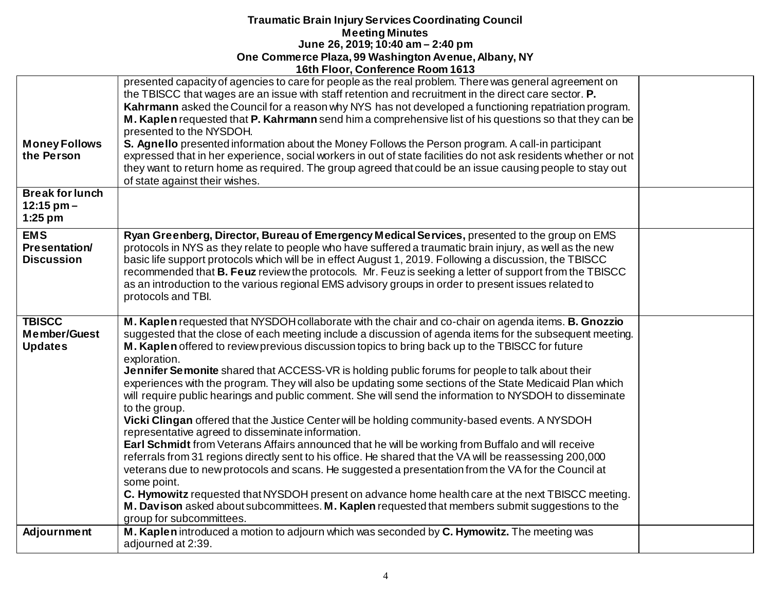| | | |
|---|---|---|
| **Money Follows the Person** | presented capacity of agencies to care for people as the real problem. There was general agreement on the TBISCC that wages are an issue with staff retention and recruitment in the direct care sector. **P. Kahrmann** asked the Council for a reason why NYS has not developed a functioning repatriation program. **M. Kaplen** requested that **P. Kahrmann** send him a comprehensive list of his questions so that they can be presented to the NYSDOH.<br>**S. Agnello** presented information about the Money Follows the Person program. A call-in participant expressed that in her experience, social workers in out of state facilities do not ask residents whether or not they want to return home as required. The group agreed that could be an issue causing people to stay out of state against their wishes. | |
| **Break for lunch 12:15 pm – 1:25 pm** | | |
| **EMS Presentation/ Discussion** | **Ryan Greenberg, Director, Bureau of Emergency Medical Services,** presented to the group on EMS protocols in NYS as they relate to people who have suffered a traumatic brain injury, as well as the new basic life support protocols which will be in effect August 1, 2019. Following a discussion, the TBISCC recommended that **B. Feuz** review the protocols. Mr. Feuz is seeking a letter of support from the TBISCC as an introduction to the various regional EMS advisory groups in order to present issues related to protocols and TBI. | |
| **TBISCC Member/Guest Updates** | **M. Kaplen** requested that NYSDOH collaborate with the chair and co-chair on agenda items. **B. Gnozzio** suggested that the close of each meeting include a discussion of agenda items for the subsequent meeting. **M. Kaplen** offered to review previous discussion topics to bring back up to the TBISCC for future exploration.<br>**Jennifer Semonite** shared that ACCESS-VR is holding public forums for people to talk about their experiences with the program. They will also be updating some sections of the State Medicaid Plan which will require public hearings and public comment. She will send the information to NYSDOH to disseminate to the group.<br>**Vicki Clingan** offered that the Justice Center will be holding community-based events. A NYSDOH representative agreed to disseminate information.<br>**Earl Schmidt** from Veterans Affairs announced that he will be working from Buffalo and will receive referrals from 31 regions directly sent to his office. He shared that the VA will be reassessing 200,000 veterans due to new protocols and scans. He suggested a presentation from the VA for the Council at some point.<br>**C. Hymowitz** requested that NYSDOH present on advance home health care at the next TBISCC meeting.<br>**M. Davison** asked about subcommittees. **M. Kaplen** requested that members submit suggestions to the group for subcommittees. | |
| **Adjournment** | **M. Kaplen** introduced a motion to adjourn which was seconded by **C. Hymowitz.** The meeting was adjourned at 2:39. | |